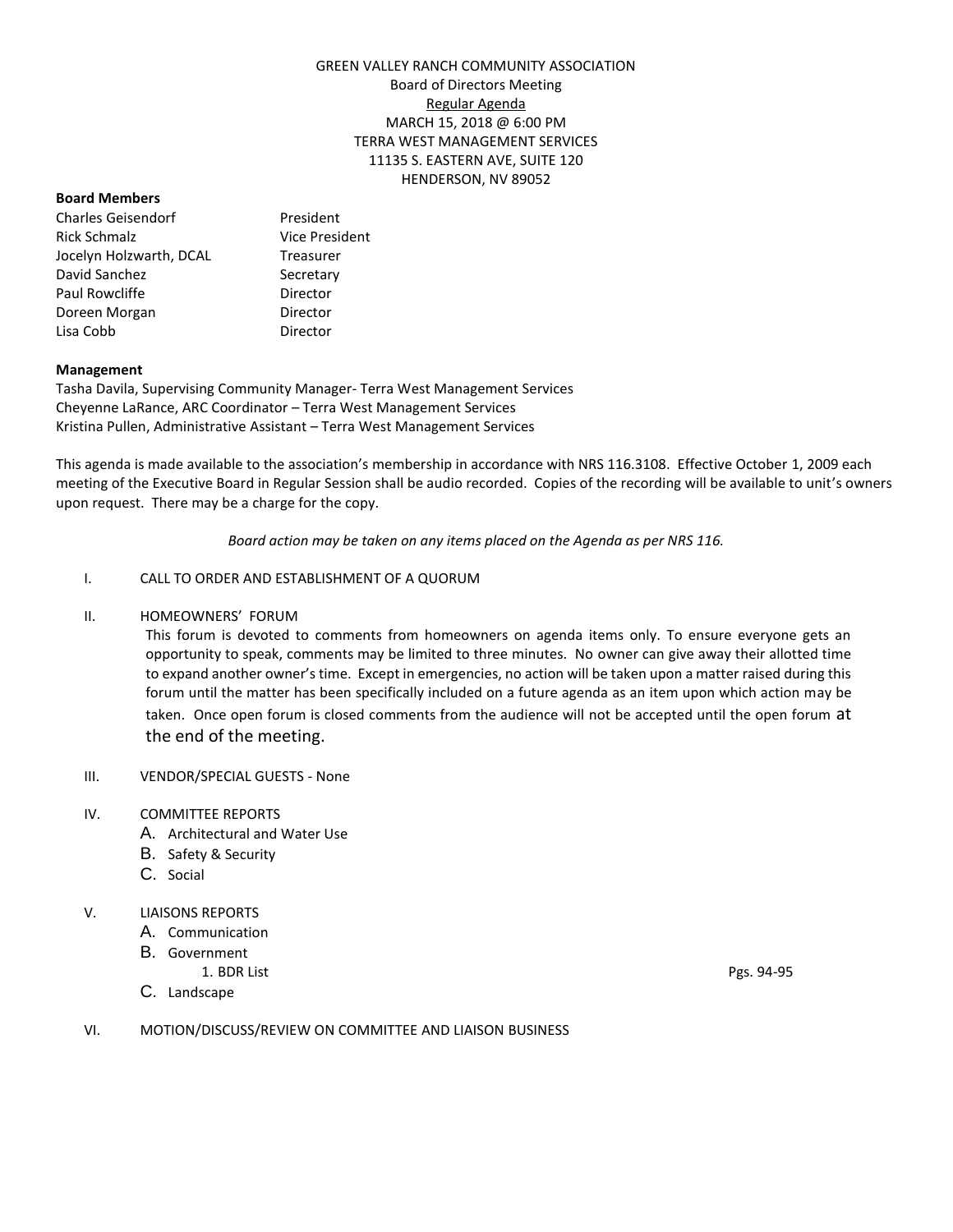GREEN VALLEY RANCH COMMUNITY ASSOCIATION
Board of Directors Meeting
Regular Agenda
MARCH 15, 2018 @ 6:00 PM
TERRA WEST MANAGEMENT SERVICES
11135 S. EASTERN AVE, SUITE 120
HENDERSON, NV 89052

**Board Members**

| | |
|---|---|
| Charles Geisendorf | President |
| Rick Schmalz | Vice President |
| Jocelyn Holzwarth, DCAL | Treasurer |
| David Sanchez | Secretary |
| Paul Rowcliffe | Director |
| Doreen Morgan | Director |
| Lisa Cobb | Director |

**Management**

Tasha Davila, Supervising Community Manager- Terra West Management Services
Cheyenne LaRance, ARC Coordinator – Terra West Management Services
Kristina Pullen, Administrative Assistant – Terra West Management Services

This agenda is made available to the association's membership in accordance with NRS 116.3108. Effective October 1, 2009 each meeting of the Executive Board in Regular Session shall be audio recorded. Copies of the recording will be available to unit's owners upon request. There may be a charge for the copy.

*Board action may be taken on any items placed on the Agenda as per NRS 116.*

I. CALL TO ORDER AND ESTABLISHMENT OF A QUORUM

II. HOMEOWNERS' FORUM

This forum is devoted to comments from homeowners on agenda items only. To ensure everyone gets an opportunity to speak, comments may be limited to three minutes. No owner can give away their allotted time to expand another owner's time. Except in emergencies, no action will be taken upon a matter raised during this forum until the matter has been specifically included on a future agenda as an item upon which action may be taken. Once open forum is closed comments from the audience will not be accepted until the open forum at the end of the meeting.

III. VENDOR/SPECIAL GUESTS - None

IV. COMMITTEE REPORTS
  A. Architectural and Water Use
  B. Safety & Security
  C. Social

V. LIAISONS REPORTS
  A. Communication
  B. Government
    1. BDR List — Pgs. 94-95
  C. Landscape

VI. MOTION/DISCUSS/REVIEW ON COMMITTEE AND LIAISON BUSINESS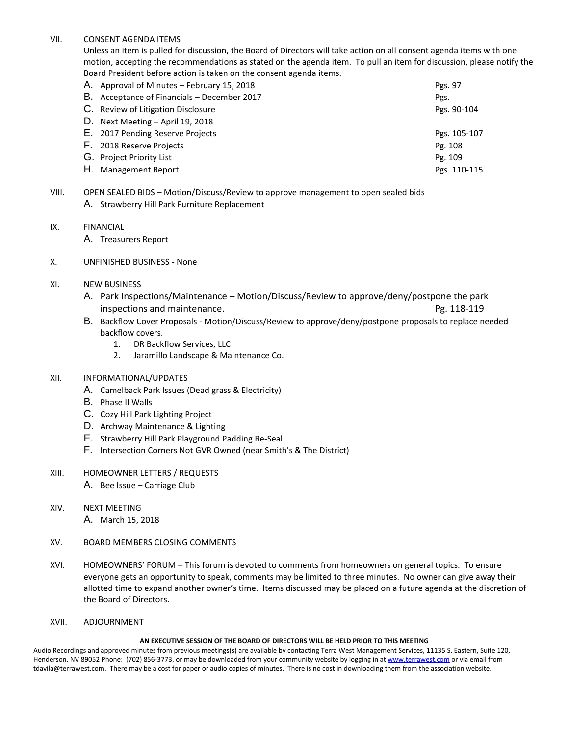VII. CONSENT AGENDA ITEMS

Unless an item is pulled for discussion, the Board of Directors will take action on all consent agenda items with one motion, accepting the recommendations as stated on the agenda item. To pull an item for discussion, please notify the Board President before action is taken on the consent agenda items.

A. Approval of Minutes – February 15, 2018 — Pgs. 97
B. Acceptance of Financials – December 2017 — Pgs.
C. Review of Litigation Disclosure — Pgs. 90-104
D. Next Meeting – April 19, 2018
E. 2017 Pending Reserve Projects — Pgs. 105-107
F. 2018 Reserve Projects — Pg. 108
G. Project Priority List — Pg. 109
H. Management Report — Pgs. 110-115

VIII. OPEN SEALED BIDS – Motion/Discuss/Review to approve management to open sealed bids

A. Strawberry Hill Park Furniture Replacement

IX. FINANCIAL

A. Treasurers Report

X. UNFINISHED BUSINESS - None

XI. NEW BUSINESS

A. Park Inspections/Maintenance – Motion/Discuss/Review to approve/deny/postpone the park inspections and maintenance. — Pg. 118-119
B. Backflow Cover Proposals - Motion/Discuss/Review to approve/deny/postpone proposals to replace needed backflow covers.
   1. DR Backflow Services, LLC
   2. Jaramillo Landscape & Maintenance Co.

XII. INFORMATIONAL/UPDATES

A. Camelback Park Issues (Dead grass & Electricity)
B. Phase II Walls
C. Cozy Hill Park Lighting Project
D. Archway Maintenance & Lighting
E. Strawberry Hill Park Playground Padding Re-Seal
F. Intersection Corners Not GVR Owned (near Smith's & The District)

XIII. HOMEOWNER LETTERS / REQUESTS

A. Bee Issue – Carriage Club

XIV. NEXT MEETING

A. March 15, 2018

XV. BOARD MEMBERS CLOSING COMMENTS

XVI. HOMEOWNERS' FORUM – This forum is devoted to comments from homeowners on general topics. To ensure everyone gets an opportunity to speak, comments may be limited to three minutes. No owner can give away their allotted time to expand another owner's time. Items discussed may be placed on a future agenda at the discretion of the Board of Directors.

XVII. ADJOURNMENT

**AN EXECUTIVE SESSION OF THE BOARD OF DIRECTORS WILL BE HELD PRIOR TO THIS MEETING**

Audio Recordings and approved minutes from previous meetings(s) are available by contacting Terra West Management Services, 11135 S. Eastern, Suite 120, Henderson, NV 89052 Phone: (702) 856-3773, or may be downloaded from your community website by logging in at www.terrawest.com or via email from tdavila@terrawest.com. There may be a cost for paper or audio copies of minutes. There is no cost in downloading them from the association website.